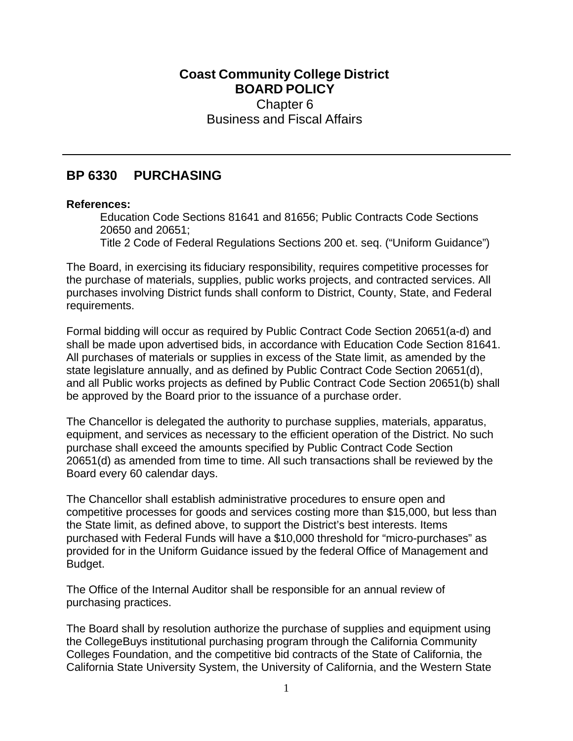**Coast Community College District**
**BOARD POLICY**
Chapter 6
Business and Fiscal Affairs

---

## BP 6330 PURCHASING

**References:**

Education Code Sections 81641 and 81656; Public Contracts Code Sections 20650 and 20651;
Title 2 Code of Federal Regulations Sections 200 et. seq. ("Uniform Guidance")

The Board, in exercising its fiduciary responsibility, requires competitive processes for the purchase of materials, supplies, public works projects, and contracted services. All purchases involving District funds shall conform to District, County, State, and Federal requirements.

Formal bidding will occur as required by Public Contract Code Section 20651(a-d) and shall be made upon advertised bids, in accordance with Education Code Section 81641. All purchases of materials or supplies in excess of the State limit, as amended by the state legislature annually, and as defined by Public Contract Code Section 20651(d), and all Public works projects as defined by Public Contract Code Section 20651(b) shall be approved by the Board prior to the issuance of a purchase order.

The Chancellor is delegated the authority to purchase supplies, materials, apparatus, equipment, and services as necessary to the efficient operation of the District. No such purchase shall exceed the amounts specified by Public Contract Code Section 20651(d) as amended from time to time. All such transactions shall be reviewed by the Board every 60 calendar days.

The Chancellor shall establish administrative procedures to ensure open and competitive processes for goods and services costing more than $15,000, but less than the State limit, as defined above, to support the District's best interests. Items purchased with Federal Funds will have a $10,000 threshold for "micro-purchases" as provided for in the Uniform Guidance issued by the federal Office of Management and Budget.

The Office of the Internal Auditor shall be responsible for an annual review of purchasing practices.

The Board shall by resolution authorize the purchase of supplies and equipment using the CollegeBuys institutional purchasing program through the California Community Colleges Foundation, and the competitive bid contracts of the State of California, the California State University System, the University of California, and the Western State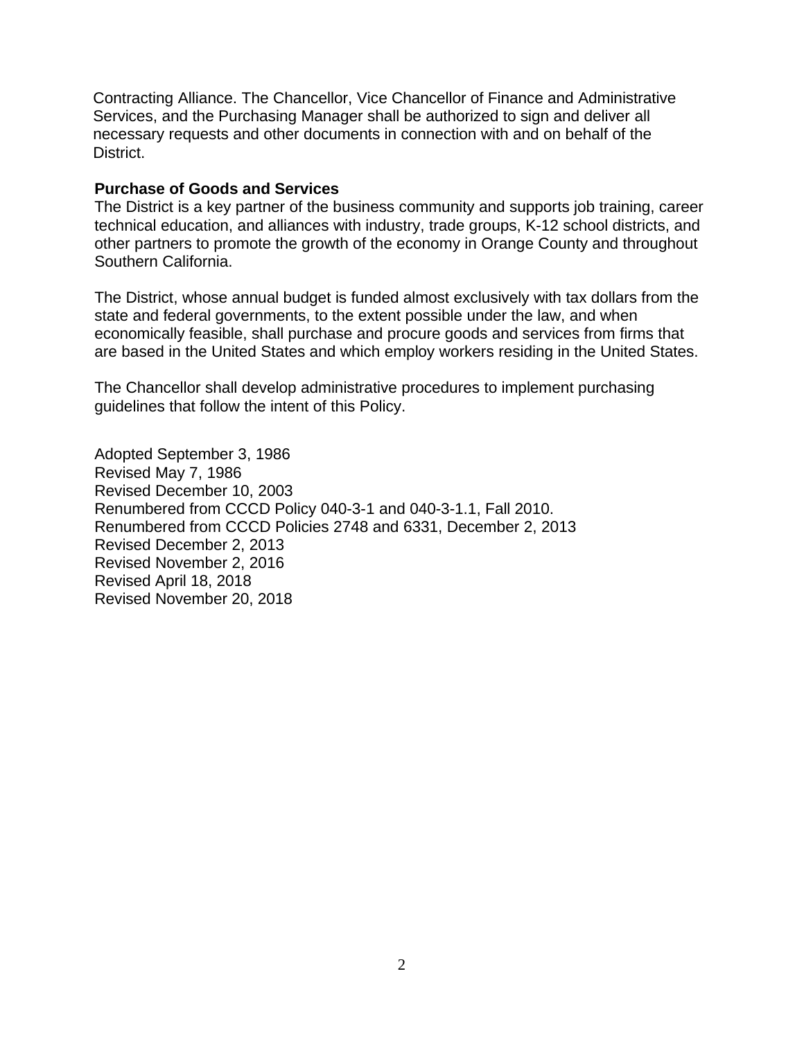Contracting Alliance. The Chancellor, Vice Chancellor of Finance and Administrative Services, and the Purchasing Manager shall be authorized to sign and deliver all necessary requests and other documents in connection with and on behalf of the District.

**Purchase of Goods and Services**

The District is a key partner of the business community and supports job training, career technical education, and alliances with industry, trade groups, K-12 school districts, and other partners to promote the growth of the economy in Orange County and throughout Southern California.

The District, whose annual budget is funded almost exclusively with tax dollars from the state and federal governments, to the extent possible under the law, and when economically feasible, shall purchase and procure goods and services from firms that are based in the United States and which employ workers residing in the United States.

The Chancellor shall develop administrative procedures to implement purchasing guidelines that follow the intent of this Policy.

Adopted September 3, 1986
Revised May 7, 1986
Revised December 10, 2003
Renumbered from CCCD Policy 040-3-1 and 040-3-1.1, Fall 2010.
Renumbered from CCCD Policies 2748 and 6331, December 2, 2013
Revised December 2, 2013
Revised November 2, 2016
Revised April 18, 2018
Revised November 20, 2018